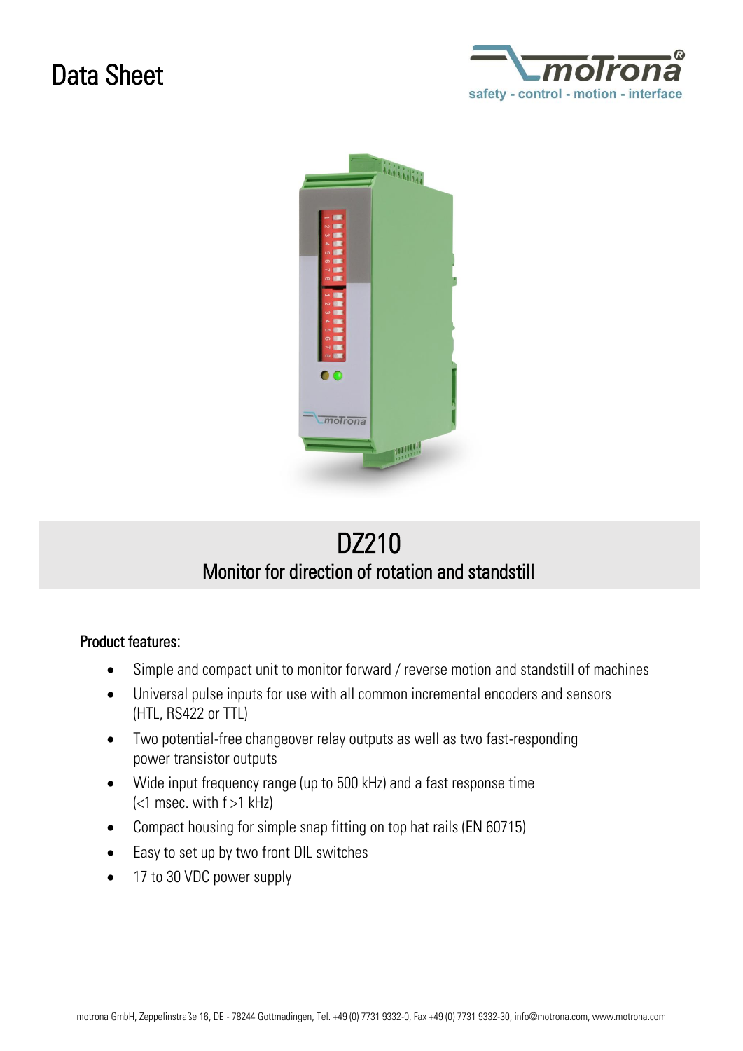# Data Sheet

# DZ210

## Monitor for direction of rotation and standstill

### Product features:

- Simple and compact unit to monitor forward / reverse motion and standstill of machines
- Universal pulse inputs for use with all common incremental encoders and sensors (HTL, RS422 or TTL)
- Two potential-free changeover relay outputs as well as two fast-responding power transistor outputs
- Wide input frequency range (up to 500 kHz) and a fast response time (<1 msec. with f >1 kHz)
- Compact housing for simple snap fitting on top hat rails (EN 60715)
- Easy to set up by two front DIL switches
- 17 to 30 VDC power supply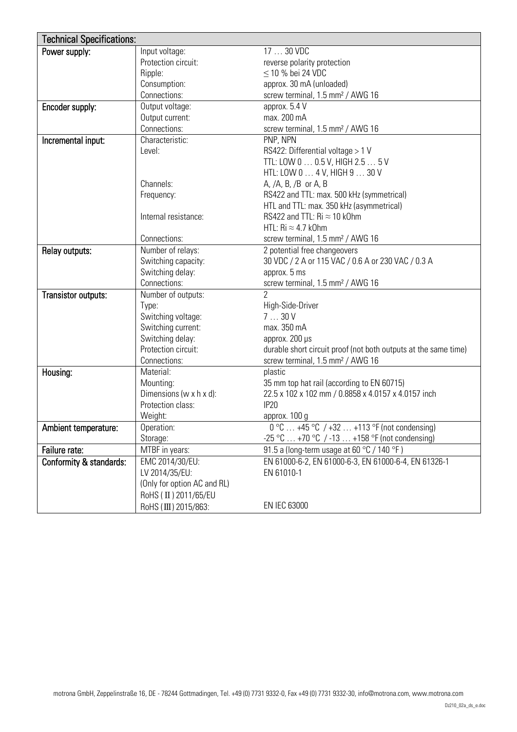| Technical Specifications: | | |
|---|---|---|
| **Power supply:** | Input voltage: | 17 … 30 VDC |
| | Protection circuit: | reverse polarity protection |
| | Ripple: | ≤ 10 % bei 24 VDC |
| | Consumption: | approx. 30 mA (unloaded) |
| | Connections: | screw terminal, 1.5 mm² / AWG 16 |
| **Encoder supply:** | Output voltage: | approx. 5.4 V |
| | Output current: | max. 200 mA |
| | Connections: | screw terminal, 1.5 mm² / AWG 16 |
| **Incremental input:** | Characteristic: | PNP, NPN |
| | Level: | RS422: Differential voltage > 1 V |
| | | TTL: LOW 0 … 0.5 V, HIGH 2.5 … 5 V |
| | | HTL: LOW 0 … 4 V, HIGH 9 … 30 V |
| | Channels: | A, /A, B, /B or A, B |
| | Frequency: | RS422 and TTL: max. 500 kHz (symmetrical) |
| | | HTL and TTL: max. 350 kHz (asymmetrical) |
| | Internal resistance: | RS422 and TTL: Ri ≈ 10 kOhm |
| | | HTL: Ri ≈ 4.7 kOhm |
| | Connections: | screw terminal, 1.5 mm² / AWG 16 |
| **Relay outputs:** | Number of relays: | 2 potential free changeovers |
| | Switching capacity: | 30 VDC / 2 A or 115 VAC / 0.6 A or 230 VAC / 0.3 A |
| | Switching delay: | approx. 5 ms |
| | Connections: | screw terminal, 1.5 mm² / AWG 16 |
| **Transistor outputs:** | Number of outputs: | 2 |
| | Type: | High-Side-Driver |
| | Switching voltage: | 7 … 30 V |
| | Switching current: | max. 350 mA |
| | Switching delay: | approx. 200 µs |
| | Protection circuit: | durable short circuit proof (not both outputs at the same time) |
| | Connections: | screw terminal, 1.5 mm² / AWG 16 |
| **Housing:** | Material: | plastic |
| | Mounting: | 35 mm top hat rail (according to EN 60715) |
| | Dimensions (w x h x d): | 22.5 x 102 x 102 mm / 0.8858 x 4.0157 x 4.0157 inch |
| | Protection class: | IP20 |
| | Weight: | approx. 100 g |
| **Ambient temperature:** | Operation: | 0 °C … +45 °C / +32 … +113 °F (not condensing) |
| | Storage: | -25 °C … +70 °C / -13 … +158 °F (not condensing) |
| **Failure rate:** | MTBF in years: | 91.5 a (long-term usage at 60 °C / 140 °F ) |
| **Conformity & standards:** | EMC 2014/30/EU: | EN 61000-6-2, EN 61000-6-3, EN 61000-6-4, EN 61326-1 |
| | LV 2014/35/EU: | EN 61010-1 |
| | (Only for option AC and RL) | |
| | RoHS ( II ) 2011/65/EU | |
| | RoHS (III) 2015/863: | EN IEC 63000 |

motrona GmbH, Zeppelinstraße 16, DE - 78244 Gottmadingen, Tel. +49 (0) 7731 9332-0, Fax +49 (0) 7731 9332-30, info@motrona.com, www.motrona.com

Dz210_02a_ds_e.doc